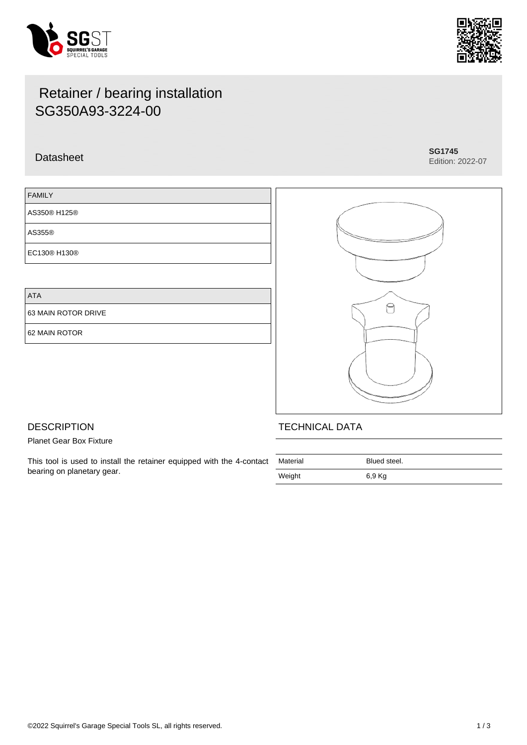# Retainer / bearing installation
# SG350A93-3224-00

Datasheet

**SG1745**
Edition: 2022-07

| FAMILY |
| --- |
| AS350® H125® |
| AS355® |
| EC130® H130® |

| ATA |
| --- |
| 63 MAIN ROTOR DRIVE |
| 62 MAIN ROTOR |

## DESCRIPTION

Planet Gear Box Fixture

This tool is used to install the retainer equipped with the 4-contact bearing on planetary gear.

## TECHNICAL DATA

| | |
| --- | --- |
| Material | Blued steel. |
| Weight | 6,9 Kg |

©2022 Squirrel's Garage Special Tools SL, all rights reserved.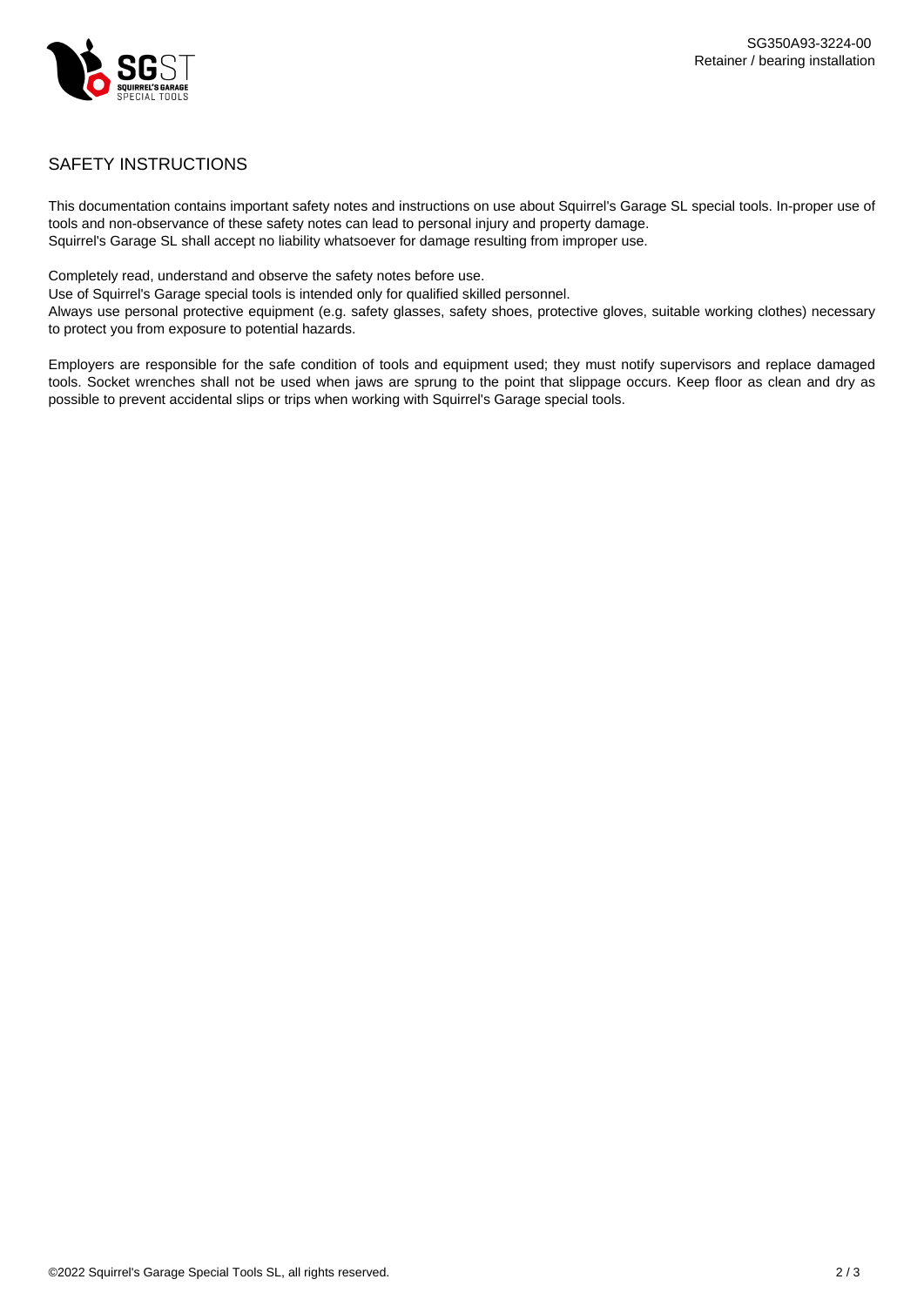## SAFETY INSTRUCTIONS

This documentation contains important safety notes and instructions on use about Squirrel's Garage SL special tools. In-proper use of tools and non-observance of these safety notes can lead to personal injury and property damage.
Squirrel's Garage SL shall accept no liability whatsoever for damage resulting from improper use.

Completely read, understand and observe the safety notes before use.
Use of Squirrel's Garage special tools is intended only for qualified skilled personnel.
Always use personal protective equipment (e.g. safety glasses, safety shoes, protective gloves, suitable working clothes) necessary to protect you from exposure to potential hazards.

Employers are responsible for the safe condition of tools and equipment used; they must notify supervisors and replace damaged tools. Socket wrenches shall not be used when jaws are sprung to the point that slippage occurs. Keep floor as clean and dry as possible to prevent accidental slips or trips when working with Squirrel's Garage special tools.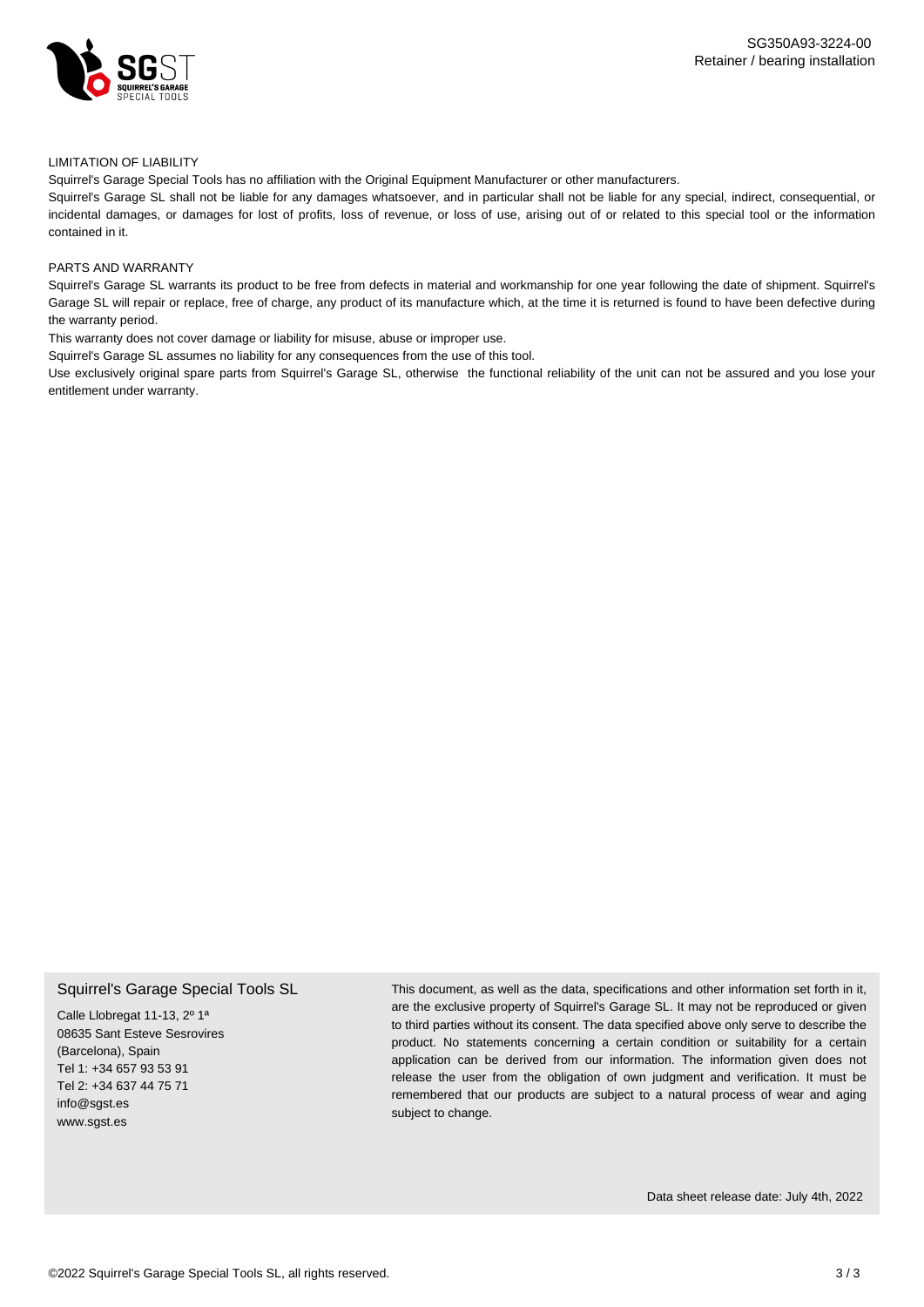LIMITATION OF LIABILITY

Squirrel's Garage Special Tools has no affiliation with the Original Equipment Manufacturer or other manufacturers.

Squirrel's Garage SL shall not be liable for any damages whatsoever, and in particular shall not be liable for any special, indirect, consequential, or incidental damages, or damages for lost of profits, loss of revenue, or loss of use, arising out of or related to this special tool or the information contained in it.

PARTS AND WARRANTY

Squirrel's Garage SL warrants its product to be free from defects in material and workmanship for one year following the date of shipment. Squirrel's Garage SL will repair or replace, free of charge, any product of its manufacture which, at the time it is returned is found to have been defective during the warranty period.

This warranty does not cover damage or liability for misuse, abuse or improper use.

Squirrel's Garage SL assumes no liability for any consequences from the use of this tool.

Use exclusively original spare parts from Squirrel's Garage SL, otherwise the functional reliability of the unit can not be assured and you lose your entitlement under warranty.

Squirrel's Garage Special Tools SL

Calle Llobregat 11-13, 2º 1ª
08635 Sant Esteve Sesrovires
(Barcelona), Spain
Tel 1: +34 657 93 53 91
Tel 2: +34 637 44 75 71
info@sgst.es
www.sgst.es

This document, as well as the data, specifications and other information set forth in it, are the exclusive property of Squirrel's Garage SL. It may not be reproduced or given to third parties without its consent. The data specified above only serve to describe the product. No statements concerning a certain condition or suitability for a certain application can be derived from our information. The information given does not release the user from the obligation of own judgment and verification. It must be remembered that our products are subject to a natural process of wear and aging subject to change.

Data sheet release date: July 4th, 2022

©2022 Squirrel's Garage Special Tools SL, all rights reserved.